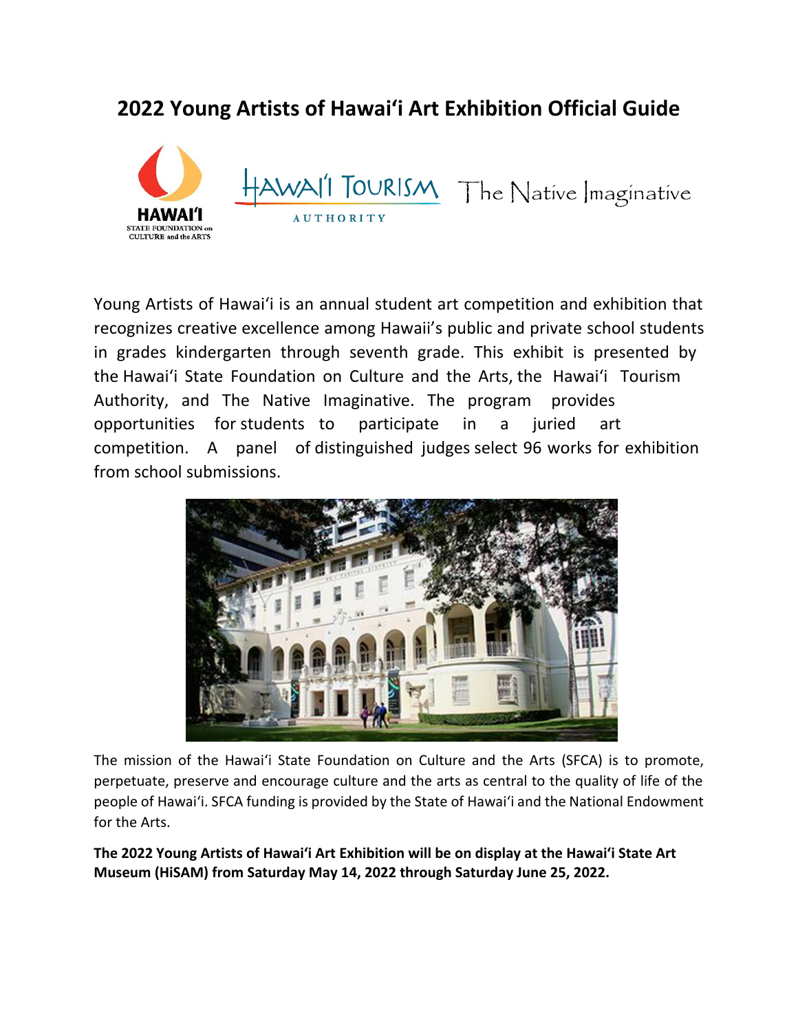# 2022 Young Artists of Hawaiʻi Art Exhibition Official Guide

Young Artists of Hawaiʻi is an annual student art competition and exhibition that recognizes creative excellence among Hawaii's public and private school students in grades kindergarten through seventh grade. This exhibit is presented by the Hawaiʻi State Foundation on Culture and the Arts, the Hawaiʻi Tourism Authority, and The Native Imaginative. The program provides opportunities for students to participate in a juried art competition. A panel of distinguished judges select 96 works for exhibition from school submissions.

The mission of the Hawaiʻi State Foundation on Culture and the Arts (SFCA) is to promote, perpetuate, preserve and encourage culture and the arts as central to the quality of life of the people of Hawaiʻi. SFCA funding is provided by the State of Hawaiʻi and the National Endowment for the Arts.

**The 2022 Young Artists of Hawaiʻi Art Exhibition will be on display at the Hawaiʻi State Art Museum (HiSAM) from Saturday May 14, 2022 through Saturday June 25, 2022.**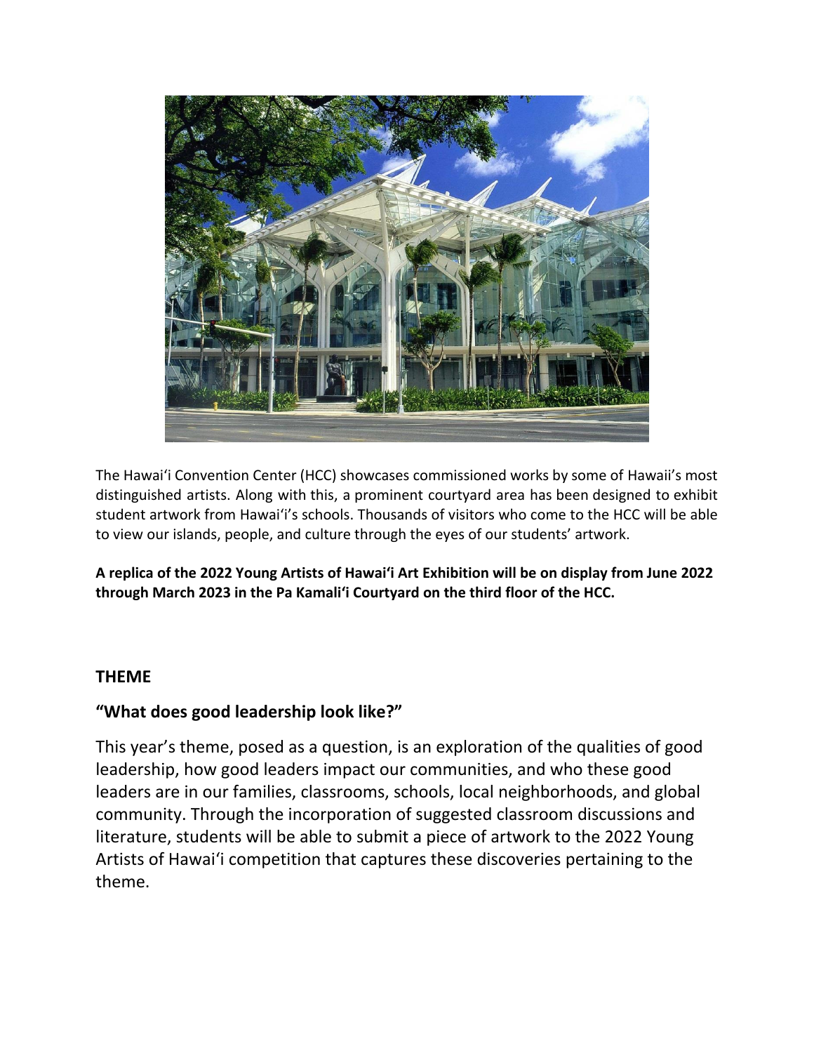The Hawaiʻi Convention Center (HCC) showcases commissioned works by some of Hawaii's most distinguished artists. Along with this, a prominent courtyard area has been designed to exhibit student artwork from Hawaiʻi's schools. Thousands of visitors who come to the HCC will be able to view our islands, people, and culture through the eyes of our students' artwork.

**A replica of the 2022 Young Artists of Hawaiʻi Art Exhibition will be on display from June 2022 through March 2023 in the Pa Kamaliʻi Courtyard on the third floor of the HCC.**

## THEME

### "What does good leadership look like?"

This year's theme, posed as a question, is an exploration of the qualities of good leadership, how good leaders impact our communities, and who these good leaders are in our families, classrooms, schools, local neighborhoods, and global community. Through the incorporation of suggested classroom discussions and literature, students will be able to submit a piece of artwork to the 2022 Young Artists of Hawaiʻi competition that captures these discoveries pertaining to the theme.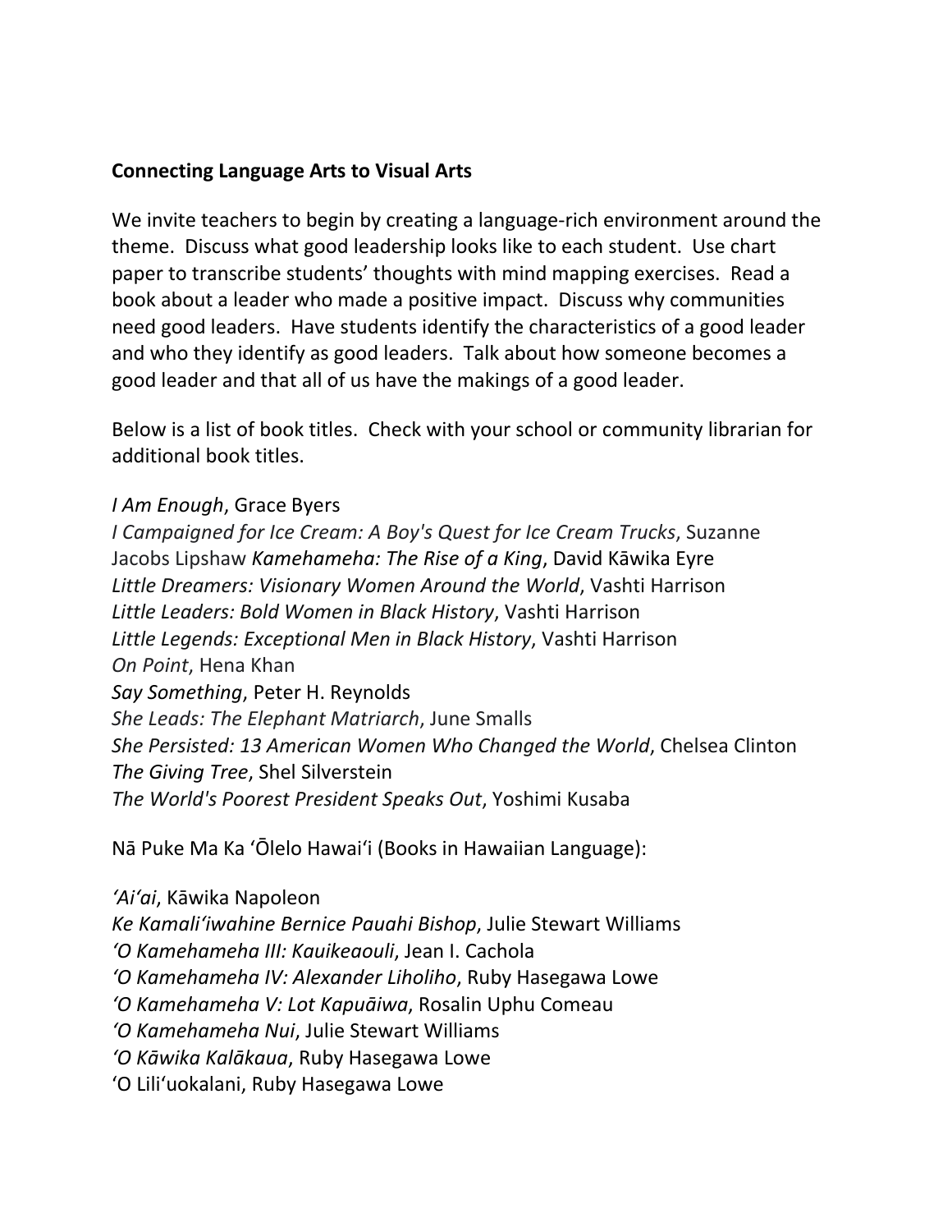**Connecting Language Arts to Visual Arts**

We invite teachers to begin by creating a language-rich environment around the theme. Discuss what good leadership looks like to each student. Use chart paper to transcribe students' thoughts with mind mapping exercises. Read a book about a leader who made a positive impact. Discuss why communities need good leaders. Have students identify the characteristics of a good leader and who they identify as good leaders. Talk about how someone becomes a good leader and that all of us have the makings of a good leader.

Below is a list of book titles. Check with your school or community librarian for additional book titles.

*I Am Enough*, Grace Byers
*I Campaigned for Ice Cream: A Boy's Quest for Ice Cream Trucks*, Suzanne Jacobs Lipshaw *Kamehameha: The Rise of a King*, David Kāwika Eyre
*Little Dreamers: Visionary Women Around the World*, Vashti Harrison
*Little Leaders: Bold Women in Black History*, Vashti Harrison
*Little Legends: Exceptional Men in Black History*, Vashti Harrison
*On Point*, Hena Khan
*Say Something*, Peter H. Reynolds
*She Leads: The Elephant Matriarch*, June Smalls
*She Persisted: 13 American Women Who Changed the World*, Chelsea Clinton
*The Giving Tree*, Shel Silverstein
*The World's Poorest President Speaks Out*, Yoshimi Kusaba

Nā Puke Ma Ka ʻŌlelo Hawaiʻi (Books in Hawaiian Language):

*ʻAiʻai*, Kāwika Napoleon
*Ke Kamaliʻiwahine Bernice Pauahi Bishop*, Julie Stewart Williams
*ʻO Kamehameha III: Kauikeaouli*, Jean I. Cachola
*ʻO Kamehameha IV: Alexander Liholiho*, Ruby Hasegawa Lowe
*ʻO Kamehameha V: Lot Kapuāiwa*, Rosalin Uphu Comeau
*ʻO Kamehameha Nui*, Julie Stewart Williams
*ʻO Kāwika Kalākaua*, Ruby Hasegawa Lowe
ʻO Liliʻuokalani, Ruby Hasegawa Lowe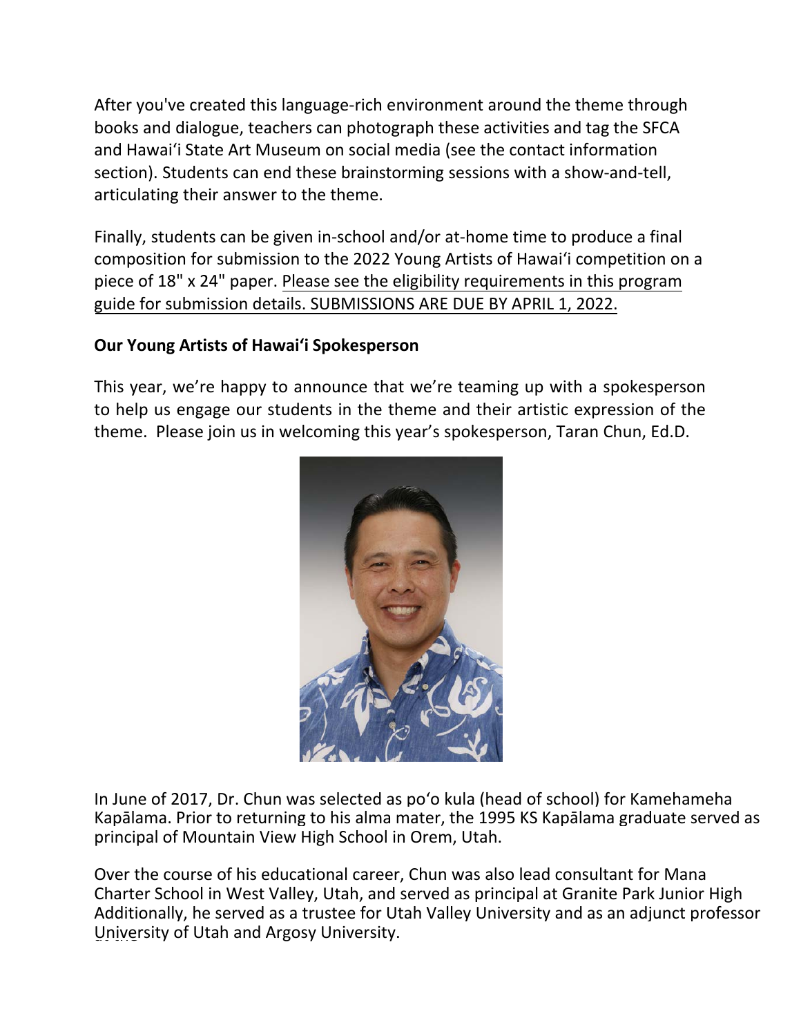After you've created this language-rich environment around the theme through books and dialogue, teachers can photograph these activities and tag the SFCA and Hawaiʻi State Art Museum on social media (see the contact information section). Students can end these brainstorming sessions with a show-and-tell, articulating their answer to the theme.

Finally, students can be given in-school and/or at-home time to produce a final composition for submission to the 2022 Young Artists of Hawaiʻi competition on a piece of 18" x 24" paper. Please see the eligibility requirements in this program guide for submission details. SUBMISSIONS ARE DUE BY APRIL 1, 2022.

**Our Young Artists of Hawaiʻi Spokesperson**

This year, we're happy to announce that we're teaming up with a spokesperson to help us engage our students in the theme and their artistic expression of the theme. Please join us in welcoming this year's spokesperson, Taran Chun, Ed.D.

In June of 2017, Dr. Chun was selected as poʻo kula (head of school) for Kamehameha Kapālama. Prior to returning to his alma mater, the 1995 KS Kapālama graduate served as principal of Mountain View High School in Orem, Utah.

Over the course of his educational career, Chun was also lead consultant for Mana Charter School in West Valley, Utah, and served as principal at Granite Park Junior High Additionally, he served as a trustee for Utah Valley University and as an adjunct professor University of Utah and Argosy University.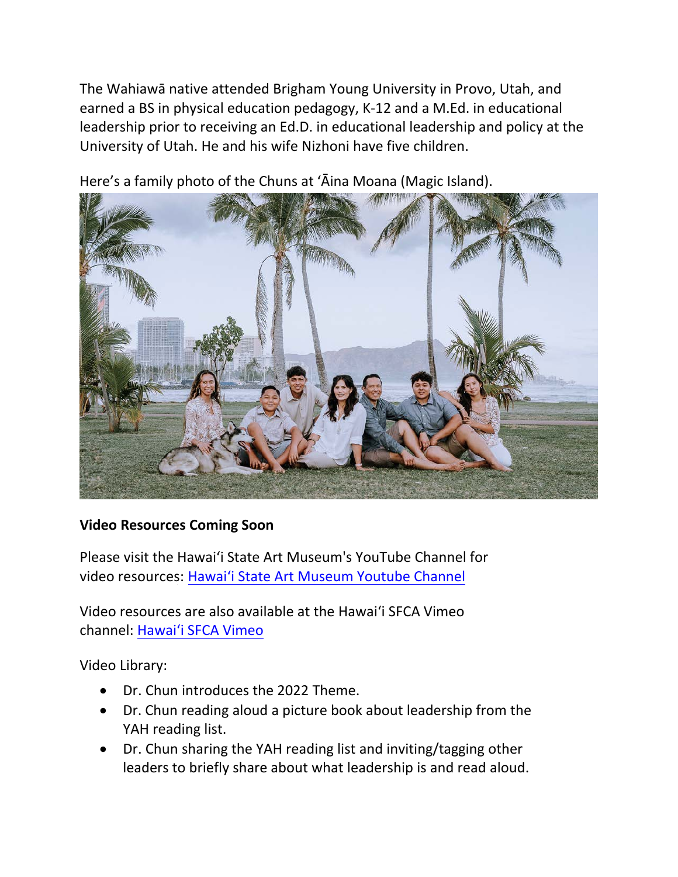The Wahiawā native attended Brigham Young University in Provo, Utah, and earned a BS in physical education pedagogy, K-12 and a M.Ed. in educational leadership prior to receiving an Ed.D. in educational leadership and policy at the University of Utah. He and his wife Nizhoni have five children.

Here's a family photo of the Chuns at ʻĀina Moana (Magic Island).

**Video Resources Coming Soon**

Please visit the Hawaiʻi State Art Museum's YouTube Channel for video resources: Hawaiʻi State Art Museum Youtube Channel

Video resources are also available at the Hawaiʻi SFCA Vimeo channel: Hawaiʻi SFCA Vimeo

Video Library:

- Dr. Chun introduces the 2022 Theme.
- Dr. Chun reading aloud a picture book about leadership from the YAH reading list.
- Dr. Chun sharing the YAH reading list and inviting/tagging other leaders to briefly share about what leadership is and read aloud.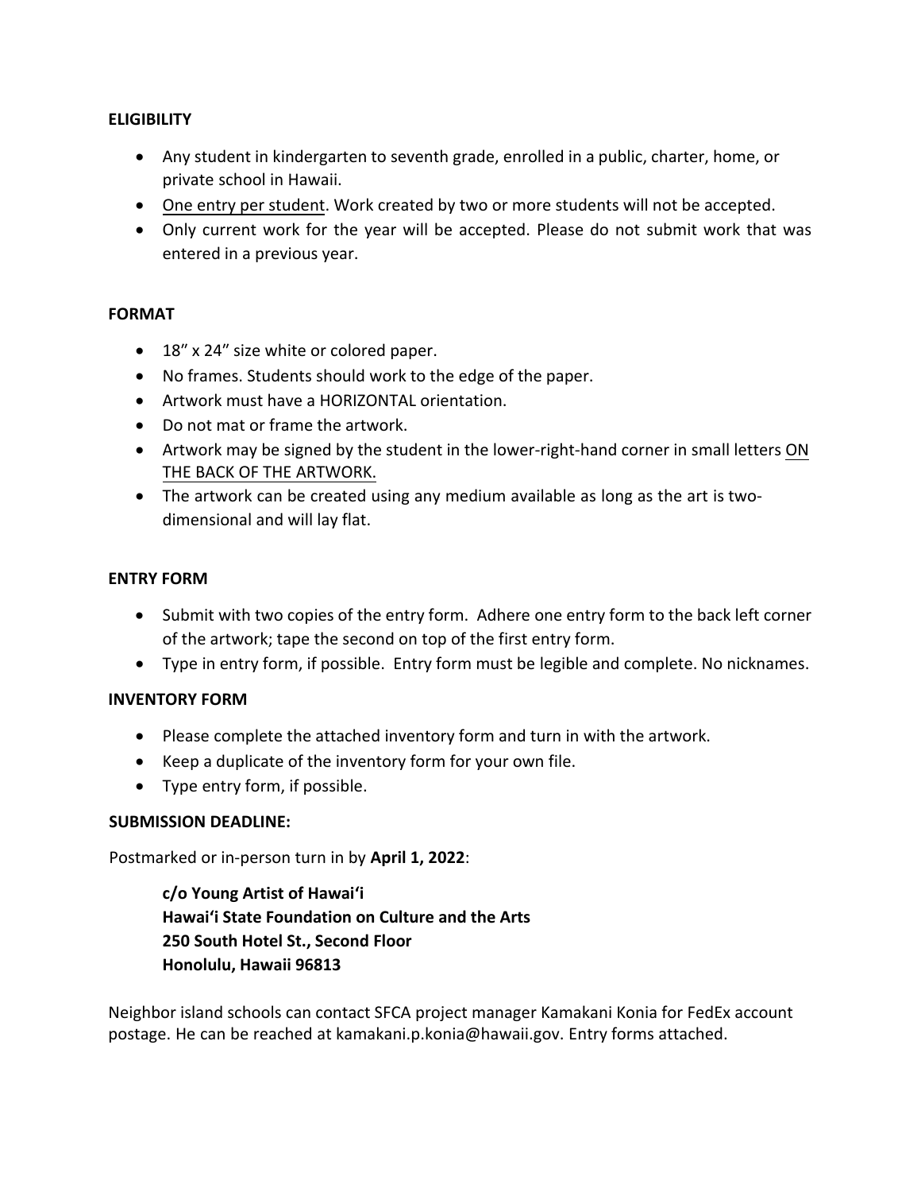**ELIGIBILITY**

- Any student in kindergarten to seventh grade, enrolled in a public, charter, home, or private school in Hawaii.
- One entry per student. Work created by two or more students will not be accepted.
- Only current work for the year will be accepted. Please do not submit work that was entered in a previous year.

**FORMAT**

- 18" x 24" size white or colored paper.
- No frames. Students should work to the edge of the paper.
- Artwork must have a HORIZONTAL orientation.
- Do not mat or frame the artwork.
- Artwork may be signed by the student in the lower-right-hand corner in small letters ON THE BACK OF THE ARTWORK.
- The artwork can be created using any medium available as long as the art is two-dimensional and will lay flat.

**ENTRY FORM**

- Submit with two copies of the entry form. Adhere one entry form to the back left corner of the artwork; tape the second on top of the first entry form.
- Type in entry form, if possible. Entry form must be legible and complete. No nicknames.

**INVENTORY FORM**

- Please complete the attached inventory form and turn in with the artwork.
- Keep a duplicate of the inventory form for your own file.
- Type entry form, if possible.

**SUBMISSION DEADLINE:**

Postmarked or in-person turn in by **April 1, 2022**:

**c/o Young Artist of Hawaiʻi**
**Hawaiʻi State Foundation on Culture and the Arts**
**250 South Hotel St., Second Floor**
**Honolulu, Hawaii 96813**

Neighbor island schools can contact SFCA project manager Kamakani Konia for FedEx account postage. He can be reached at kamakani.p.konia@hawaii.gov. Entry forms attached.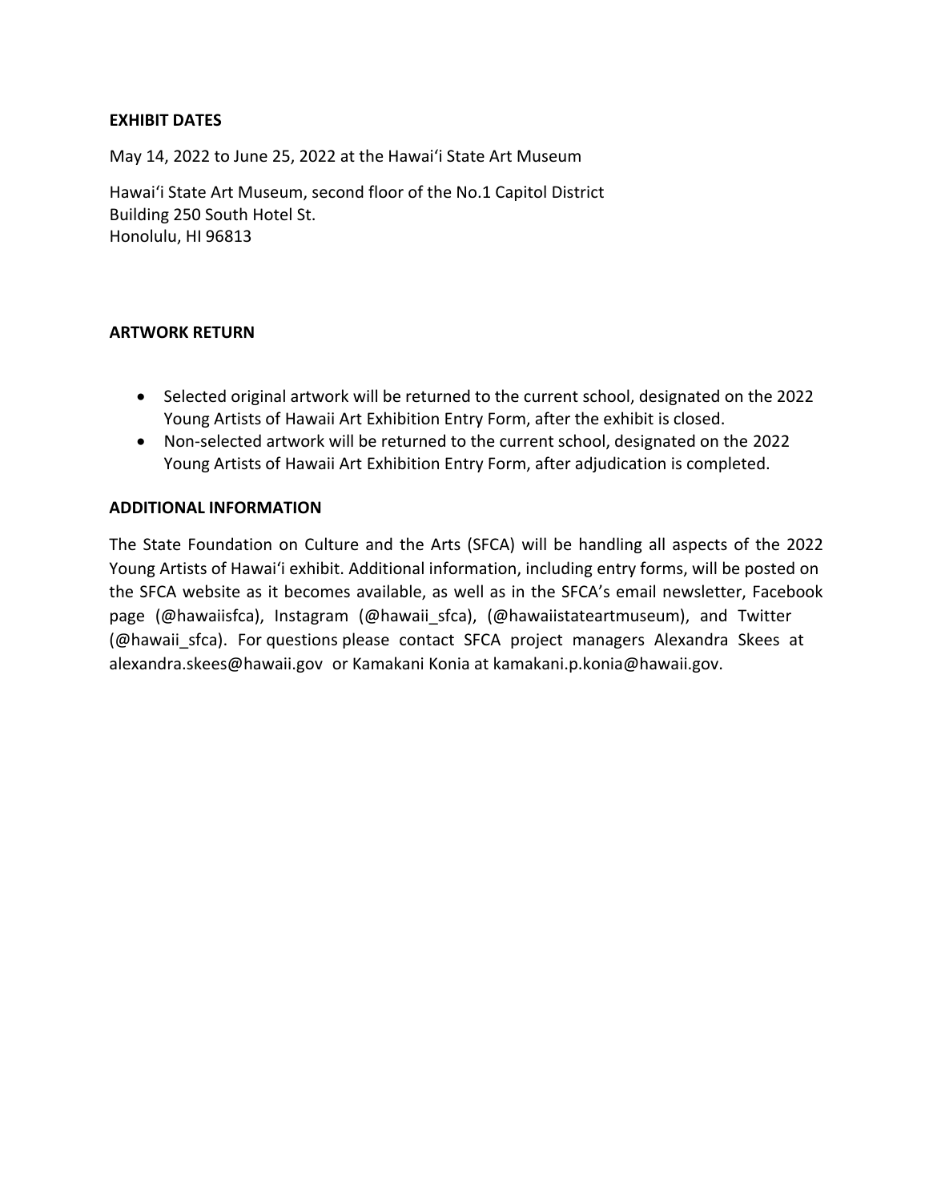**EXHIBIT DATES**

May 14, 2022 to June 25, 2022 at the Hawaiʻi State Art Museum

Hawaiʻi State Art Museum, second floor of the No.1 Capitol District
Building 250 South Hotel St.
Honolulu, HI 96813

**ARTWORK RETURN**

- Selected original artwork will be returned to the current school, designated on the 2022 Young Artists of Hawaii Art Exhibition Entry Form, after the exhibit is closed.
- Non-selected artwork will be returned to the current school, designated on the 2022 Young Artists of Hawaii Art Exhibition Entry Form, after adjudication is completed.

**ADDITIONAL INFORMATION**

The State Foundation on Culture and the Arts (SFCA) will be handling all aspects of the 2022 Young Artists of Hawaiʻi exhibit. Additional information, including entry forms, will be posted on the SFCA website as it becomes available, as well as in the SFCA's email newsletter, Facebook page (@hawaiisfca), Instagram (@hawaii_sfca), (@hawaiistateartmuseum), and Twitter (@hawaii_sfca). For questions please contact SFCA project managers Alexandra Skees at alexandra.skees@hawaii.gov or Kamakani Konia at kamakani.p.konia@hawaii.gov.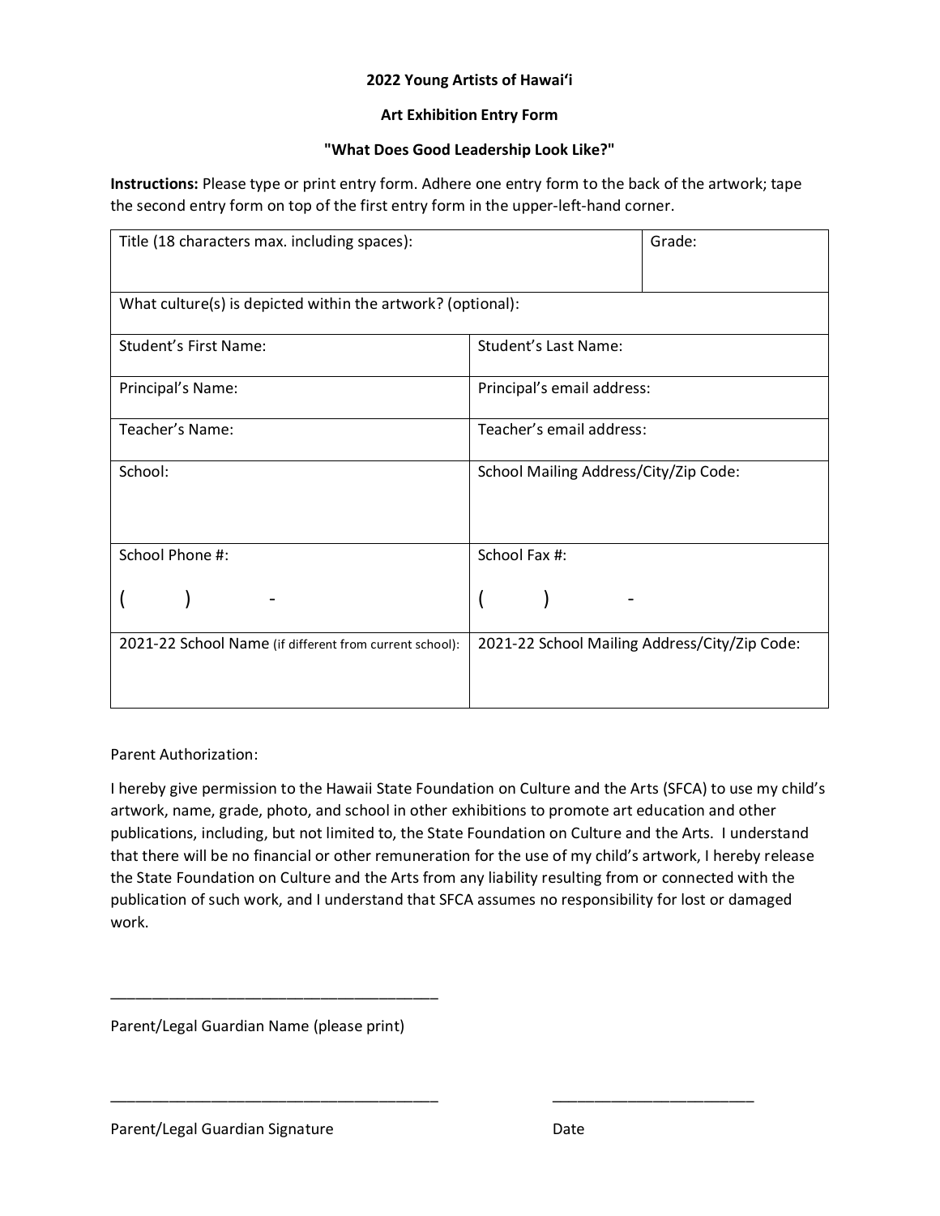**2022 Young Artists of Hawaiʻi**

**Art Exhibition Entry Form**

**"What Does Good Leadership Look Like?"**

**Instructions:** Please type or print entry form. Adhere one entry form to the back of the artwork; tape the second entry form on top of the first entry form in the upper-left-hand corner.

| Title (18 characters max. including spaces): | Grade: |
|---|---|
| What culture(s) is depicted within the artwork? (optional): | |
| Student's First Name: | Student's Last Name: |
| Principal's Name: | Principal's email address: |
| Teacher's Name: | Teacher's email address: |
| School: | School Mailing Address/City/Zip Code: |
| School Phone #: ( ) - | School Fax #: ( ) - |
| 2021-22 School Name (if different from current school): | 2021-22 School Mailing Address/City/Zip Code: |

Parent Authorization:

I hereby give permission to the Hawaii State Foundation on Culture and the Arts (SFCA) to use my child's artwork, name, grade, photo, and school in other exhibitions to promote art education and other publications, including, but not limited to, the State Foundation on Culture and the Arts. I understand that there will be no financial or other remuneration for the use of my child's artwork, I hereby release the State Foundation on Culture and the Arts from any liability resulting from or connected with the publication of such work, and I understand that SFCA assumes no responsibility for lost or damaged work.

_______________________________________

Parent/Legal Guardian Name (please print)

_______________________________________ ________________________

Parent/Legal Guardian Signature Date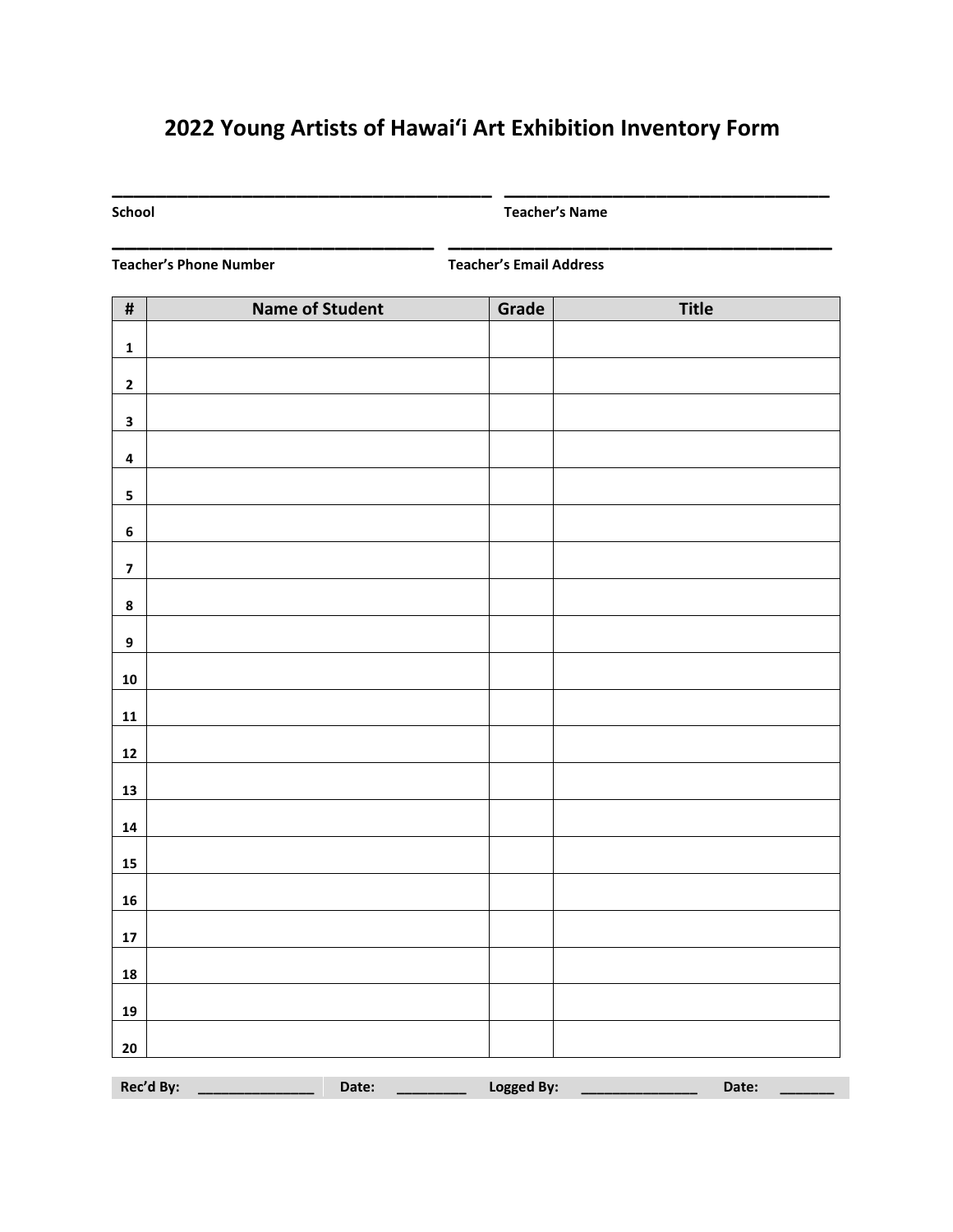# 2022 Young Artists of Hawaiʻi Art Exhibition Inventory Form

______________________________ School

______________________________ Teacher's Name

______________________________ Teacher's Phone Number

______________________________ Teacher's Email Address

| # | Name of Student | Grade | Title |
|---|---|---|---|
| 1 | | | |
| 2 | | | |
| 3 | | | |
| 4 | | | |
| 5 | | | |
| 6 | | | |
| 7 | | | |
| 8 | | | |
| 9 | | | |
| 10 | | | |
| 11 | | | |
| 12 | | | |
| 13 | | | |
| 14 | | | |
| 15 | | | |
| 16 | | | |
| 17 | | | |
| 18 | | | |
| 19 | | | |
| 20 | | | |

**Rec'd By:** _______________ **Date:** _________ **Logged By:** _______________ **Date:** _______